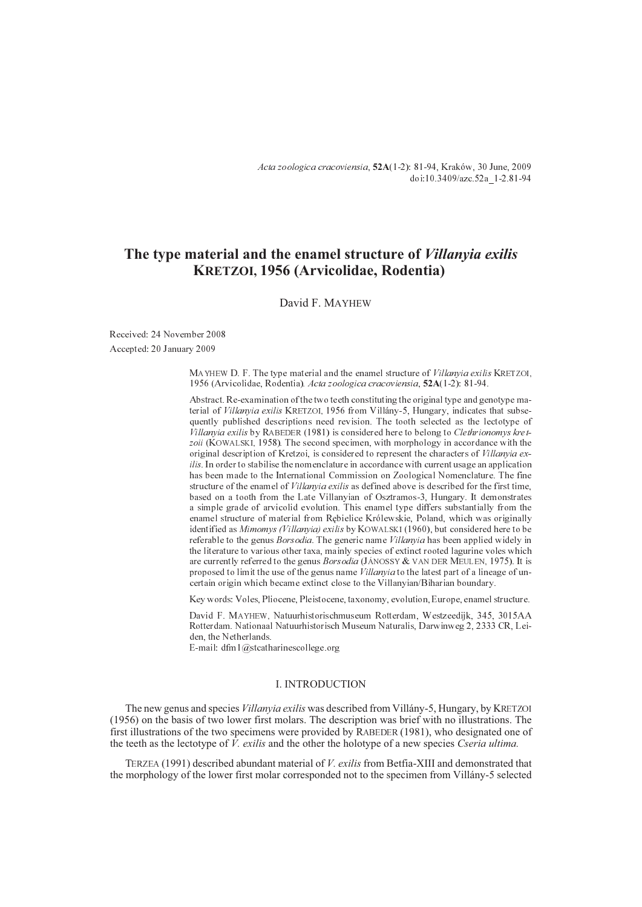# The type material and the enamel structure of *Villanyia exilis* KRETZOI, 1956 (Arvicolidae, Rodentia)

David F. MAYHEW

Received: 24 November 2008

Accepted: 20 January 2009

MAYHEW D. F. The type material and the enamel structure of *Villanyia exilis* KRETZOI, 1956 (Arvicolidae, Rodentia). *Acta zoologica cracoviensia*, **52A**(1-2): 81-94.

Abstract. Re-examination of the two teeth constituting the original type and genotype material of *Villanyia exilis* KRETZOI, 1956 from Villány-5, Hungary, indicates that subsequently published descriptions need revision. The tooth selected as the lectotype of *Villanyia exilis* by RABEDER (1981) is considered here to belong to *Clethrionomys kretzoii* (KOWALSKI, 1958). The second specimen, with morphology in accordance with the original description of Kretzoi, is considered to represent the characters of *Villanyia exilis*. In order to stabilise the nomenclature in accordance with current usage an application has been made to the International Commission on Zoological Nomenclature. The fine structure of the enamel of *Villanyia exilis* as defined above is described for the first time, based on a tooth from the Late Villanyian of Osztramos-3, Hungary. It demonstrates a simple grade of arvicolid evolution. This enamel type differs substantially from the enamel structure of material from Rębielice Królewskie, Poland, which was originally identified as *Mimomys (Villanyia) exilis* by KOWALSKI (1960), but considered here to be referable to the genus *Borsodia*. The generic name *Villanyia* has been applied widely in the literature to various other taxa, mainly species of extinct rooted lagurine voles which are currently referred to the genus *Borsodia* (JÁNOSSY & VAN DER MEULEN, 1975). It is proposed to limit the use of the genus name *Villanyia* to the latest part of a lineage of uncertain origin which became extinct close to the Villanyian/Biharian boundary.

Key words: Voles, Pliocene, Pleistocene, taxonomy, evolution, Europe, enamel structure.

David F. MAYHEW, Natuurhistorischmuseum Rotterdam, Westzeedijk, 345, 3015AA Rotterdam. Nationaal Natuurhistorisch Museum Naturalis, Darwinweg 2, 2333 CR, Leiden, the Netherlands.
E-mail: dfm1@stcatharinescollege.org

## I. INTRODUCTION

The new genus and species *Villanyia exilis* was described from Villány-5, Hungary, by KRETZOI (1956) on the basis of two lower first molars. The description was brief with no illustrations. The first illustrations of the two specimens were provided by RABEDER (1981), who designated one of the teeth as the lectotype of *V. exilis* and the other the holotype of a new species *Cseria ultima.*

TERZEA (1991) described abundant material of *V. exilis* from Betfia-XIII and demonstrated that the morphology of the lower first molar corresponded not to the specimen from Villány-5 selected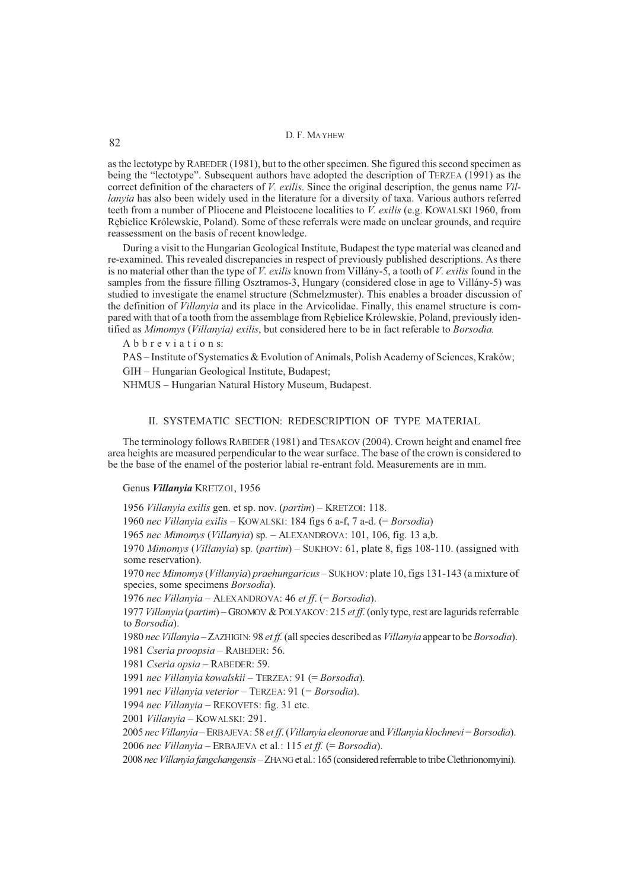as the lectotype by RABEDER (1981), but to the other specimen. She figured this second specimen as being the "lectotype". Subsequent authors have adopted the description of TERZEA (1991) as the correct definition of the characters of *V. exilis*. Since the original description, the genus name *Villanyia* has also been widely used in the literature for a diversity of taxa. Various authors referred teeth from a number of Pliocene and Pleistocene localities to *V. exilis* (e.g. KOWALSKI 1960, from Rębielice Królewskie, Poland). Some of these referrals were made on unclear grounds, and require reassessment on the basis of recent knowledge.

During a visit to the Hungarian Geological Institute, Budapest the type material was cleaned and re-examined. This revealed discrepancies in respect of previously published descriptions. As there is no material other than the type of *V. exilis* known from Villány-5, a tooth of *V. exilis* found in the samples from the fissure filling Osztramos-3, Hungary (considered close in age to Villány-5) was studied to investigate the enamel structure (Schmelzmuster). This enables a broader discussion of the definition of *Villanyia* and its place in the Arvicolidae. Finally, this enamel structure is compared with that of a tooth from the assemblage from Rębielice Królewskie, Poland, previously identified as *Mimomys* (*Villanyia) exilis*, but considered here to be in fact referable to *Borsodia.*

Abbreviations:

PAS – Institute of Systematics & Evolution of Animals, Polish Academy of Sciences, Kraków;

GIH – Hungarian Geological Institute, Budapest;

NHMUS – Hungarian Natural History Museum, Budapest.

## II. SYSTEMATIC SECTION: REDESCRIPTION OF TYPE MATERIAL

The terminology follows RABEDER (1981) and TESAKOV (2004). Crown height and enamel free area heights are measured perpendicular to the wear surface. The base of the crown is considered to be the base of the enamel of the posterior labial re-entrant fold. Measurements are in mm.

Genus ***Villanyia*** KRETZOI, 1956

1956 *Villanyia exilis* gen. et sp. nov. (*partim*) – KRETZOI: 118.

1960 *nec Villanyia exilis* – KOWALSKI: 184 figs 6 a-f, 7 a-d. (= *Borsodia*)

1965 *nec Mimomys* (*Villanyia*) sp. – ALEXANDROVA: 101, 106, fig. 13 a,b.

1970 *Mimomys* (*Villanyia*) sp. (*partim*) – SUKHOV: 61, plate 8, figs 108-110. (assigned with some reservation).

1970 *nec Mimomys* (*Villanyia*) *praehungaricus* – SUKHOV: plate 10, figs 131-143 (a mixture of species, some specimens *Borsodia*).

1976 *nec Villanyia* – ALEXANDROVA: 46 *et ff*. (= *Borsodia*).

1977 *Villanyia* (*partim*) – GROMOV & POLYAKOV: 215 *et ff*. (only type, rest are lagurids referrable to *Borsodia*).

1980 *nec Villanyia* – ZAZHIGIN: 98 *et ff.* (all species described as *Villanyia* appear to be *Borsodia*).

1981 *Cseria proopsia* – RABEDER: 56.

1981 *Cseria opsia* – RABEDER: 59.

1991 *nec Villanyia kowalskii* – TERZEA: 91 (= *Borsodia*).

1991 *nec Villanyia veterior* – TERZEA: 91 (= *Borsodia*).

1994 *nec Villanyia* – REKOVETS: fig. 31 etc.

2001 *Villanyia* – KOWALSKI: 291.

2005 *nec Villanyia* – ERBAJEVA: 58 *et ff*. (*Villanyia eleonorae* and *Villanyia klochnevi* = *Borsodia*).

2006 *nec Villanyia* – ERBAJEVA et al.: 115 *et ff.* (= *Borsodia*).

2008 *nec Villanyia fangchangensis* – ZHANG et al.: 165 (considered referrable to tribe Clethrionomyini).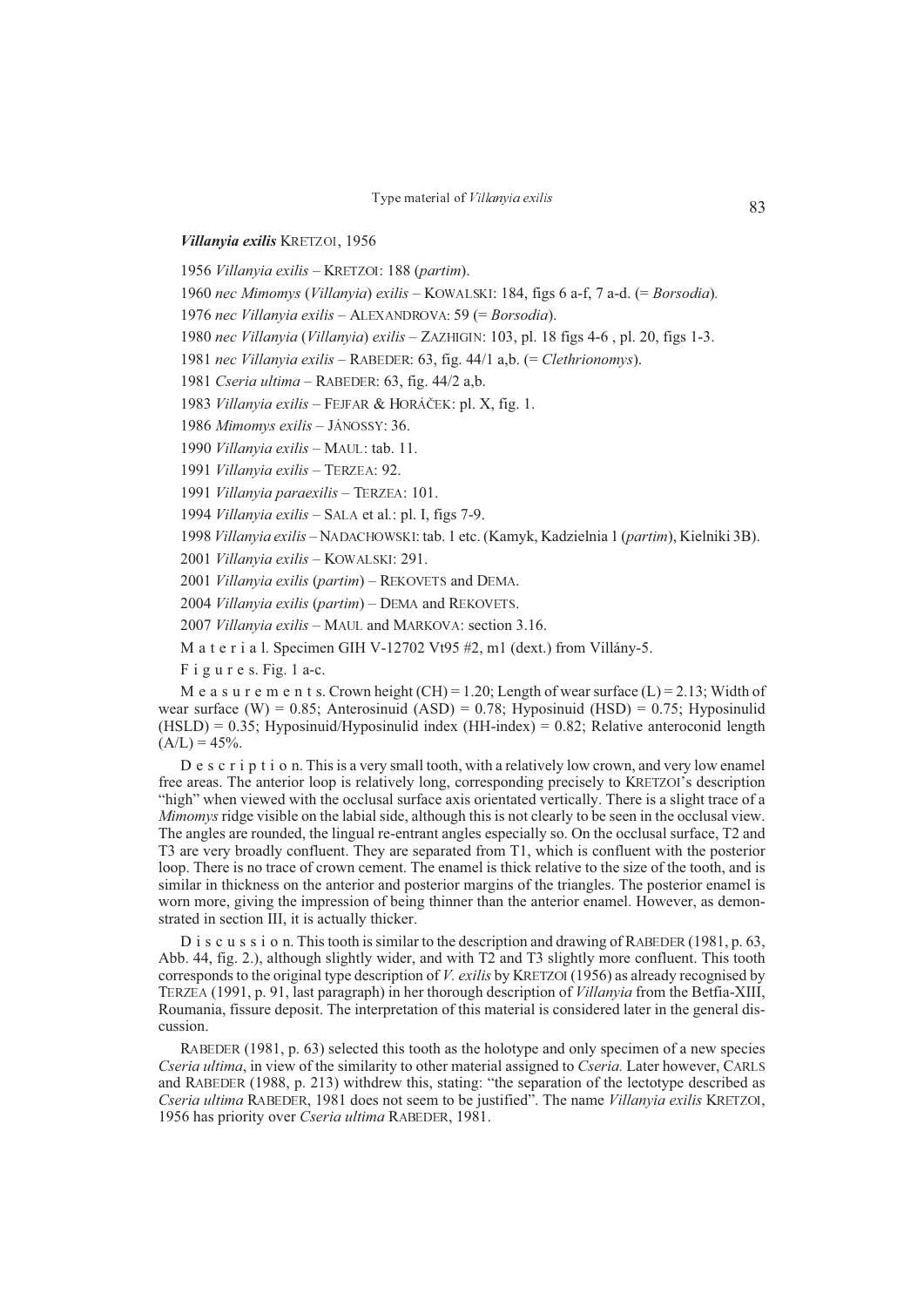***Villanyia exilis*** KRETZOI, 1956

1956 *Villanyia exilis* – KRETZOI: 188 (*partim*).

1960 *nec Mimomys* (*Villanyia*) *exilis* – KOWALSKI: 184, figs 6 a-f, 7 a-d. (= *Borsodia*).

1976 *nec Villanyia exilis* – ALEXANDROVA: 59 (= *Borsodia*).

1980 *nec Villanyia* (*Villanyia*) *exilis* – ZAZHIGIN: 103, pl. 18 figs 4-6 , pl. 20, figs 1-3.

1981 *nec Villanyia exilis* – RABEDER: 63, fig. 44/1 a,b. (= *Clethrionomys*).

1981 *Cseria ultima* – RABEDER: 63, fig. 44/2 a,b.

1983 *Villanyia exilis* – FEJFAR & HORÁČEK: pl. X, fig. 1.

1986 *Mimomys exilis* – JÁNOSSY: 36.

1990 *Villanyia exilis* – MAUL: tab. 11.

1991 *Villanyia exilis* – TERZEA: 92.

1991 *Villanyia paraexilis* – TERZEA: 101.

1994 *Villanyia exilis* – SALA et al.: pl. I, figs 7-9.

1998 *Villanyia exilis* – NADACHOWSKI: tab. 1 etc. (Kamyk, Kadzielnia 1 (*partim*), Kielniki 3B).

2001 *Villanyia exilis* – KOWALSKI: 291.

2001 *Villanyia exilis* (*partim*) – REKOVETS and DEMA.

2004 *Villanyia exilis* (*partim*) – DEMA and REKOVETS.

2007 *Villanyia exilis* – MAUL and MARKOVA: section 3.16.

M a t e r i a l. Specimen GIH V-12702 Vt95 #2, m1 (dext.) from Villány-5.

F i g u r e s. Fig. 1 a-c.

M e a s u r e m e n t s. Crown height (CH) = 1.20; Length of wear surface (L) = 2.13; Width of wear surface (W) = 0.85; Anterosinuid (ASD) = 0.78; Hyposinuid (HSD) = 0.75; Hyposinulid (HSLD) = 0.35; Hyposinuid/Hyposinulid index (HH-index) = 0.82; Relative anteroconid length (A/L) = 45%.

D e s c r i p t i o n. This is a very small tooth, with a relatively low crown, and very low enamel free areas. The anterior loop is relatively long, corresponding precisely to KRETZOI's description "high" when viewed with the occlusal surface axis orientated vertically. There is a slight trace of a *Mimomys* ridge visible on the labial side, although this is not clearly to be seen in the occlusal view. The angles are rounded, the lingual re-entrant angles especially so. On the occlusal surface, T2 and T3 are very broadly confluent. They are separated from T1, which is confluent with the posterior loop. There is no trace of crown cement. The enamel is thick relative to the size of the tooth, and is similar in thickness on the anterior and posterior margins of the triangles. The posterior enamel is worn more, giving the impression of being thinner than the anterior enamel. However, as demonstrated in section III, it is actually thicker.

D i s c u s s i o n. This tooth is similar to the description and drawing of RABEDER (1981, p. 63, Abb. 44, fig. 2.), although slightly wider, and with T2 and T3 slightly more confluent. This tooth corresponds to the original type description of *V. exilis* by KRETZOI (1956) as already recognised by TERZEA (1991, p. 91, last paragraph) in her thorough description of *Villanyia* from the Betfia-XIII, Roumania, fissure deposit. The interpretation of this material is considered later in the general discussion.

RABEDER (1981, p. 63) selected this tooth as the holotype and only specimen of a new species *Cseria ultima*, in view of the similarity to other material assigned to *Cseria.* Later however, CARLS and RABEDER (1988, p. 213) withdrew this, stating: "the separation of the lectotype described as *Cseria ultima* RABEDER, 1981 does not seem to be justified". The name *Villanyia exilis* KRETZOI, 1956 has priority over *Cseria ultima* RABEDER, 1981.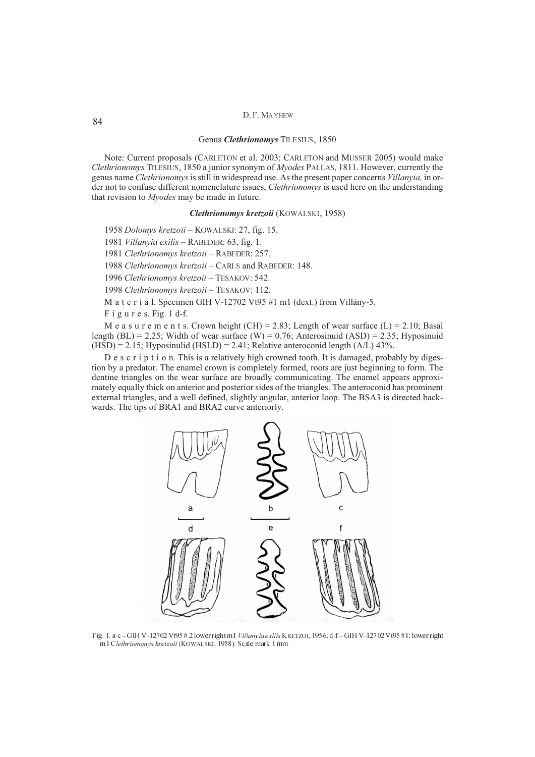## Genus *Clethrionomys* TILESIUS, 1850

Note: Current proposals (CARLETON et al. 2003; CARLETON and MUSSER 2005) would make *Clethrionomys* TILESIUS, 1850 a junior synonym of *Myodes* PALLAS, 1811. However, currently the genus name *Clethrionomys* is still in widespread use. As the present paper concerns *Villanyia,* in order not to confuse different nomenclature issues, *Clethrionomys* is used here on the understanding that revision to *Myodes* may be made in future.

### ***Clethrionomys kretzoii*** (KOWALSKI, 1958)

1958 *Dolomys kretzoii* – KOWALSKI: 27, fig. 15.

1981 *Villanyia exilis* – RABEDER: 63, fig. 1.

1981 *Clethrionomys kretzoii* – RABEDER: 257.

1988 *Clethrionomys kretzoii* – CARLS and RABEDER: 148.

1996 *Clethrionomys kretzoii* – TESAKOV: 542.

1998 *Clethrionomys kretzoii* – TESAKOV: 112.

Material. Specimen GIH V-12702 Vt95 #1 m1 (dext.) from Villány-5.

Figures. Fig. 1 d-f.

Measurements. Crown height (CH) = 2.83; Length of wear surface (L) = 2.10; Basal length (BL) = 2.25; Width of wear surface (W) = 0.76; Anterosinuid (ASD) = 2.35; Hyposinuid (HSD) = 2.15; Hyposinulid (HSLD) = 2.41; Relative anteroconid length (A/L) 43%.

Description. This is a relatively high crowned tooth. It is damaged, probably by digestion by a predator. The enamel crown is completely formed, roots are just beginning to form. The dentine triangles on the wear surface are broadly communicating. The enamel appears approximately equally thick on anterior and posterior sides of the triangles. The anteroconid has prominent external triangles, and a well defined, slightly angular, anterior loop. The BSA3 is directed backwards. The tips of BRA1 and BRA2 curve anteriorly.

Fig. 1. a-c – GIH V-12702 Vt95 # 2 lower right m1 *Villanyia exilis* KRETZOI, 1956; d-f – GIH V-12702 Vt95 #1: lower right m1 *Clethrionomys kretzoii* (KOWALSKI, 1958). Scale mark 1 mm.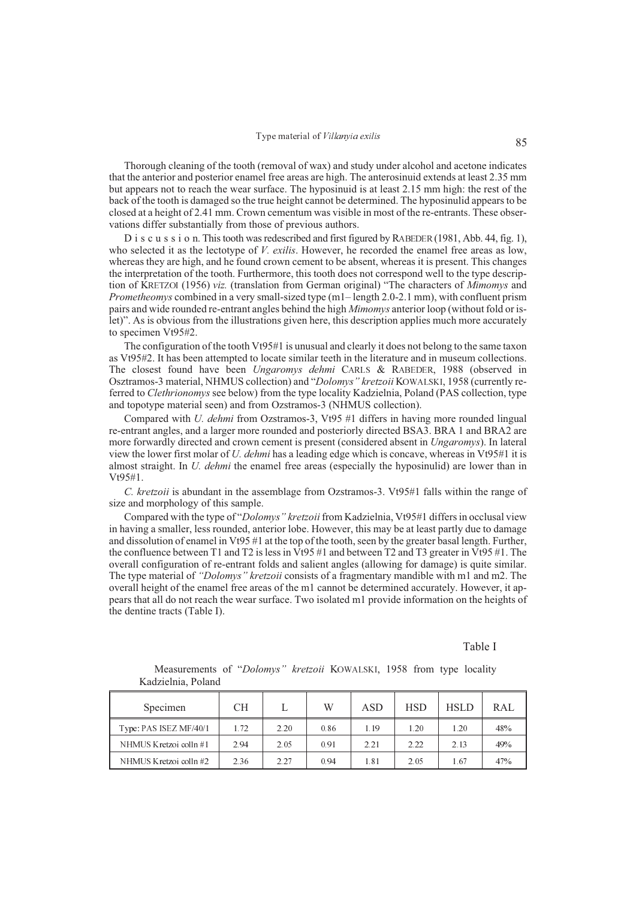Thorough cleaning of the tooth (removal of wax) and study under alcohol and acetone indicates that the anterior and posterior enamel free areas are high. The anterosinuid extends at least 2.35 mm but appears not to reach the wear surface. The hyposinuid is at least 2.15 mm high: the rest of the back of the tooth is damaged so the true height cannot be determined. The hyposinulid appears to be closed at a height of 2.41 mm. Crown cementum was visible in most of the re-entrants. These observations differ substantially from those of previous authors.

D i s c u s s i o n. This tooth was redescribed and first figured by RABEDER (1981, Abb. 44, fig. 1), who selected it as the lectotype of *V. exilis*. However, he recorded the enamel free areas as low, whereas they are high, and he found crown cement to be absent, whereas it is present. This changes the interpretation of the tooth. Furthermore, this tooth does not correspond well to the type description of KRETZOI (1956) *viz.* (translation from German original) "The characters of *Mimomys* and *Prometheomys* combined in a very small-sized type (m1– length 2.0-2.1 mm), with confluent prism pairs and wide rounded re-entrant angles behind the high *Mimomys* anterior loop (without fold or islet)". As is obvious from the illustrations given here, this description applies much more accurately to specimen Vt95#2.

The configuration of the tooth Vt95#1 is unusual and clearly it does not belong to the same taxon as Vt95#2. It has been attempted to locate similar teeth in the literature and in museum collections. The closest found have been *Ungaromys dehmi* CARLS & RABEDER, 1988 (observed in Osztramos-3 material, NHMUS collection) and "*Dolomys" kretzoii* KOWALSKI, 1958 (currently referred to *Clethrionomys* see below) from the type locality Kadzielnia, Poland (PAS collection, type and topotype material seen) and from Ozstramos-3 (NHMUS collection).

Compared with *U. dehmi* from Ozstramos-3, Vt95 #1 differs in having more rounded lingual re-entrant angles, and a larger more rounded and posteriorly directed BSA3. BRA 1 and BRA2 are more forwardly directed and crown cement is present (considered absent in *Ungaromys*). In lateral view the lower first molar of *U. dehmi* has a leading edge which is concave, whereas in Vt95#1 it is almost straight. In *U. dehmi* the enamel free areas (especially the hyposinulid) are lower than in Vt95#1.

*C. kretzoii* is abundant in the assemblage from Ozstramos-3. Vt95#1 falls within the range of size and morphology of this sample.

Compared with the type of "*Dolomys" kretzoii* from Kadzielnia, Vt95#1 differs in occlusal view in having a smaller, less rounded, anterior lobe. However, this may be at least partly due to damage and dissolution of enamel in Vt95 #1 at the top of the tooth, seen by the greater basal length. Further, the confluence between T1 and T2 is less in Vt95 #1 and between T2 and T3 greater in Vt95 #1. The overall configuration of re-entrant folds and salient angles (allowing for damage) is quite similar. The type material of *"Dolomys" kretzoii* consists of a fragmentary mandible with m1 and m2. The overall height of the enamel free areas of the m1 cannot be determined accurately. However, it appears that all do not reach the wear surface. Two isolated m1 provide information on the heights of the dentine tracts (Table I).

Table I

Measurements of "*Dolomys" kretzoii* KOWALSKI, 1958 from type locality Kadzielnia, Poland

| Specimen | CH | L | W | ASD | HSD | HSLD | RAL |
|---|---|---|---|---|---|---|---|
| Type: PAS ISEZ MF/40/1 | 1.72 | 2.20 | 0.86 | 1.19 | 1.20 | 1.20 | 48% |
| NHMUS Kretzoi colln #1 | 2.94 | 2.05 | 0.91 | 2.21 | 2.22 | 2.13 | 49% |
| NHMUS Kretzoi colln #2 | 2.36 | 2.27 | 0.94 | 1.81 | 2.05 | 1.67 | 47% |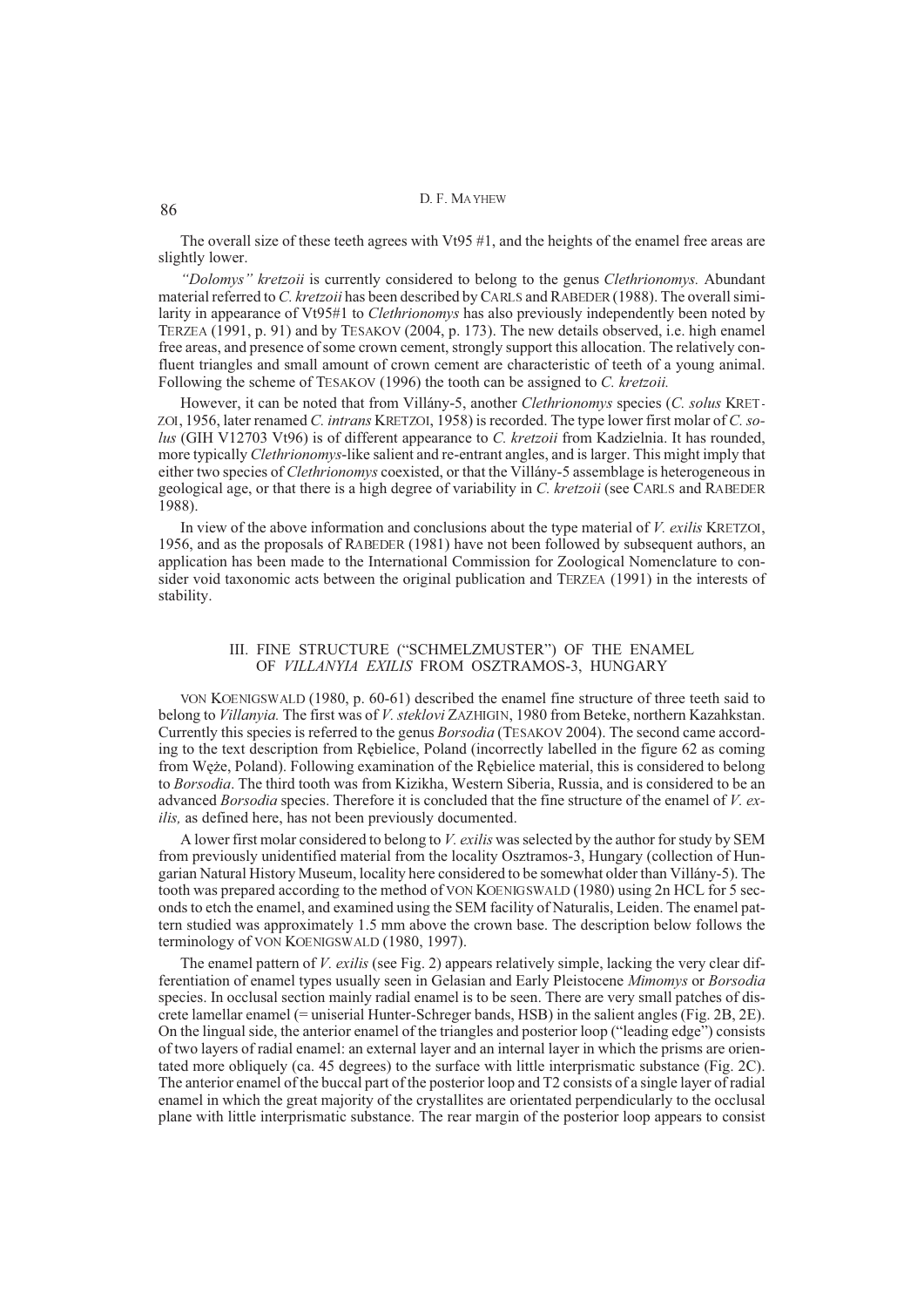The overall size of these teeth agrees with Vt95 #1, and the heights of the enamel free areas are slightly lower.

*"Dolomys" kretzoii* is currently considered to belong to the genus *Clethrionomys.* Abundant material referred to *C. kretzoii* has been described by CARLS and RABEDER (1988). The overall similarity in appearance of Vt95#1 to *Clethrionomys* has also previously independently been noted by TERZEA (1991, p. 91) and by TESAKOV (2004, p. 173). The new details observed, i.e. high enamel free areas, and presence of some crown cement, strongly support this allocation. The relatively confluent triangles and small amount of crown cement are characteristic of teeth of a young animal. Following the scheme of TESAKOV (1996) the tooth can be assigned to *C. kretzoii.*

However, it can be noted that from Villány-5, another *Clethrionomys* species (*C. solus* KRETZOI, 1956, later renamed *C. intrans* KRETZOI, 1958) is recorded. The type lower first molar of *C. solus* (GIH V12703 Vt96) is of different appearance to *C. kretzoii* from Kadzielnia. It has rounded, more typically *Clethrionomys*-like salient and re-entrant angles, and is larger. This might imply that either two species of *Clethrionomys* coexisted, or that the Villány-5 assemblage is heterogeneous in geological age, or that there is a high degree of variability in *C. kretzoii* (see CARLS and RABEDER 1988).

In view of the above information and conclusions about the type material of *V. exilis* KRETZOI, 1956, and as the proposals of RABEDER (1981) have not been followed by subsequent authors, an application has been made to the International Commission for Zoological Nomenclature to consider void taxonomic acts between the original publication and TERZEA (1991) in the interests of stability.

## III. FINE STRUCTURE ("SCHMELZMUSTER") OF THE ENAMEL OF *VILLANYIA EXILIS* FROM OSZTRAMOS-3, HUNGARY

VON KOENIGSWALD (1980, p. 60-61) described the enamel fine structure of three teeth said to belong to *Villanyia.* The first was of *V. steklovi* ZAZHIGIN, 1980 from Beteke, northern Kazahkstan. Currently this species is referred to the genus *Borsodia* (TESAKOV 2004). The second came according to the text description from Rębielice, Poland (incorrectly labelled in the figure 62 as coming from Węże, Poland). Following examination of the Rębielice material, this is considered to belong to *Borsodia*. The third tooth was from Kizikha, Western Siberia, Russia, and is considered to be an advanced *Borsodia* species. Therefore it is concluded that the fine structure of the enamel of *V. exilis,* as defined here, has not been previously documented.

A lower first molar considered to belong to *V. exilis* was selected by the author for study by SEM from previously unidentified material from the locality Osztramos-3, Hungary (collection of Hungarian Natural History Museum, locality here considered to be somewhat older than Villány-5). The tooth was prepared according to the method of VON KOENIGSWALD (1980) using 2n HCL for 5 seconds to etch the enamel, and examined using the SEM facility of Naturalis, Leiden. The enamel pattern studied was approximately 1.5 mm above the crown base. The description below follows the terminology of VON KOENIGSWALD (1980, 1997).

The enamel pattern of *V. exilis* (see Fig. 2) appears relatively simple, lacking the very clear differentiation of enamel types usually seen in Gelasian and Early Pleistocene *Mimomys* or *Borsodia* species. In occlusal section mainly radial enamel is to be seen. There are very small patches of discrete lamellar enamel (= uniserial Hunter-Schreger bands, HSB) in the salient angles (Fig. 2B, 2E). On the lingual side, the anterior enamel of the triangles and posterior loop ("leading edge") consists of two layers of radial enamel: an external layer and an internal layer in which the prisms are orientated more obliquely (ca. 45 degrees) to the surface with little interprismatic substance (Fig. 2C). The anterior enamel of the buccal part of the posterior loop and T2 consists of a single layer of radial enamel in which the great majority of the crystallites are orientated perpendicularly to the occlusal plane with little interprismatic substance. The rear margin of the posterior loop appears to consist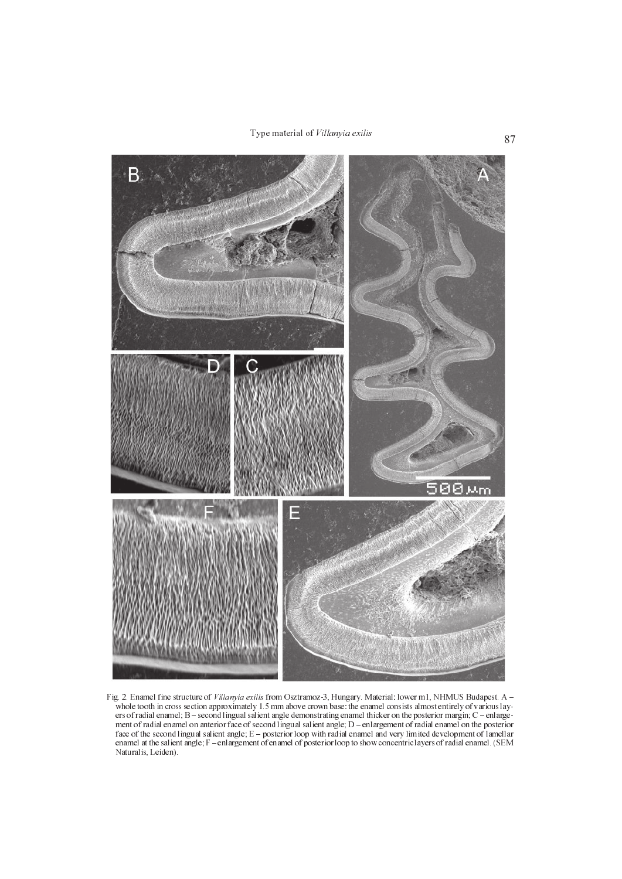Fig. 2. Enamel fine structure of *Villanyia exilis* from Osztramoz-3, Hungary. Material: lower m1, NHMUS Budapest. A – whole tooth in cross section approximately 1.5 mm above crown base: the enamel consists almost entirely of various layers of radial enamel; B – second lingual salient angle demonstrating enamel thicker on the posterior margin; C – enlargement of radial enamel on anterior face of second lingual salient angle; D – enlargement of radial enamel on the posterior face of the second lingual salient angle; E – posterior loop with radial enamel and very limited development of lamellar enamel at the salient angle; F – enlargement of enamel of posterior loop to show concentric layers of radial enamel. (SEM Naturalis, Leiden).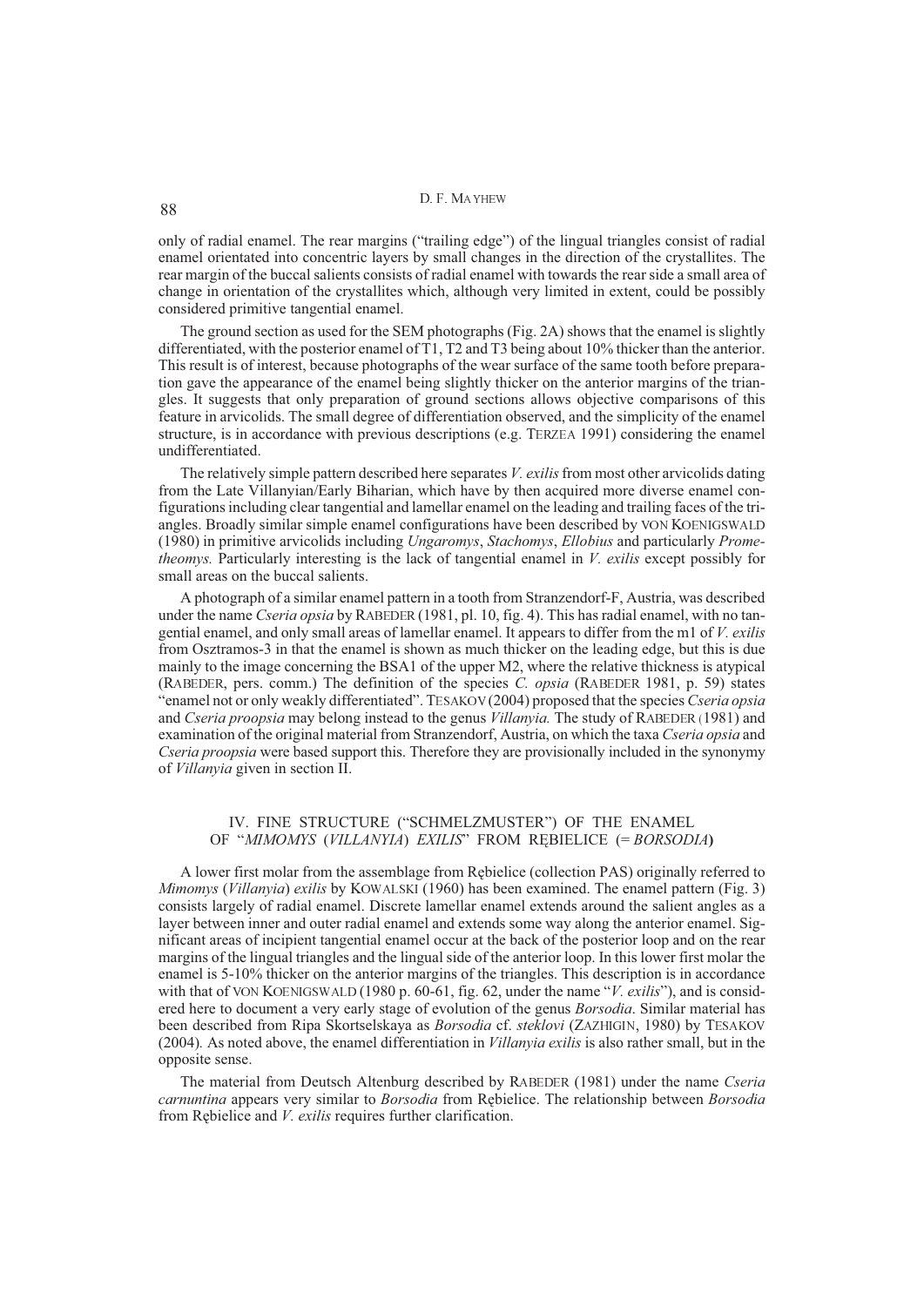only of radial enamel. The rear margins ("trailing edge") of the lingual triangles consist of radial enamel orientated into concentric layers by small changes in the direction of the crystallites. The rear margin of the buccal salients consists of radial enamel with towards the rear side a small area of change in orientation of the crystallites which, although very limited in extent, could be possibly considered primitive tangential enamel.

The ground section as used for the SEM photographs (Fig. 2A) shows that the enamel is slightly differentiated, with the posterior enamel of T1, T2 and T3 being about 10% thicker than the anterior. This result is of interest, because photographs of the wear surface of the same tooth before preparation gave the appearance of the enamel being slightly thicker on the anterior margins of the triangles. It suggests that only preparation of ground sections allows objective comparisons of this feature in arvicolids. The small degree of differentiation observed, and the simplicity of the enamel structure, is in accordance with previous descriptions (e.g. TERZEA 1991) considering the enamel undifferentiated.

The relatively simple pattern described here separates *V. exilis* from most other arvicolids dating from the Late Villanyian/Early Biharian, which have by then acquired more diverse enamel configurations including clear tangential and lamellar enamel on the leading and trailing faces of the triangles. Broadly similar simple enamel configurations have been described by VON KOENIGSWALD (1980) in primitive arvicolids including *Ungaromys*, *Stachomys*, *Ellobius* and particularly *Prometheomys.* Particularly interesting is the lack of tangential enamel in *V. exilis* except possibly for small areas on the buccal salients.

A photograph of a similar enamel pattern in a tooth from Stranzendorf-F, Austria, was described under the name *Cseria opsia* by RABEDER (1981, pl. 10, fig. 4). This has radial enamel, with no tangential enamel, and only small areas of lamellar enamel. It appears to differ from the m1 of *V. exilis* from Osztramos-3 in that the enamel is shown as much thicker on the leading edge, but this is due mainly to the image concerning the BSA1 of the upper M2, where the relative thickness is atypical (RABEDER, pers. comm.) The definition of the species *C. opsia* (RABEDER 1981, p. 59) states "enamel not or only weakly differentiated". TESAKOV (2004) proposed that the species *Cseria opsia* and *Cseria proopsia* may belong instead to the genus *Villanyia.* The study of RABEDER (1981) and examination of the original material from Stranzendorf, Austria, on which the taxa *Cseria opsia* and *Cseria proopsia* were based support this. Therefore they are provisionally included in the synonymy of *Villanyia* given in section II.

## IV. FINE STRUCTURE ("SCHMELZMUSTER") OF THE ENAMEL OF "*MIMOMYS* (*VILLANYIA*) *EXILIS*" FROM RĘBIELICE (= *BORSODIA*)

A lower first molar from the assemblage from Rębielice (collection PAS) originally referred to *Mimomys* (*Villanyia*) *exilis* by KOWALSKI (1960) has been examined. The enamel pattern (Fig. 3) consists largely of radial enamel. Discrete lamellar enamel extends around the salient angles as a layer between inner and outer radial enamel and extends some way along the anterior enamel. Significant areas of incipient tangential enamel occur at the back of the posterior loop and on the rear margins of the lingual triangles and the lingual side of the anterior loop. In this lower first molar the enamel is 5-10% thicker on the anterior margins of the triangles. This description is in accordance with that of VON KOENIGSWALD (1980 p. 60-61, fig. 62, under the name "*V. exilis*"), and is considered here to document a very early stage of evolution of the genus *Borsodia*. Similar material has been described from Ripa Skortselskaya as *Borsodia* cf. *steklovi* (ZAZHIGIN, 1980) by TESAKOV (2004)*.* As noted above, the enamel differentiation in *Villanyia exilis* is also rather small, but in the opposite sense.

The material from Deutsch Altenburg described by RABEDER (1981) under the name *Cseria carnuntina* appears very similar to *Borsodia* from Rębielice. The relationship between *Borsodia* from Rębielice and *V. exilis* requires further clarification.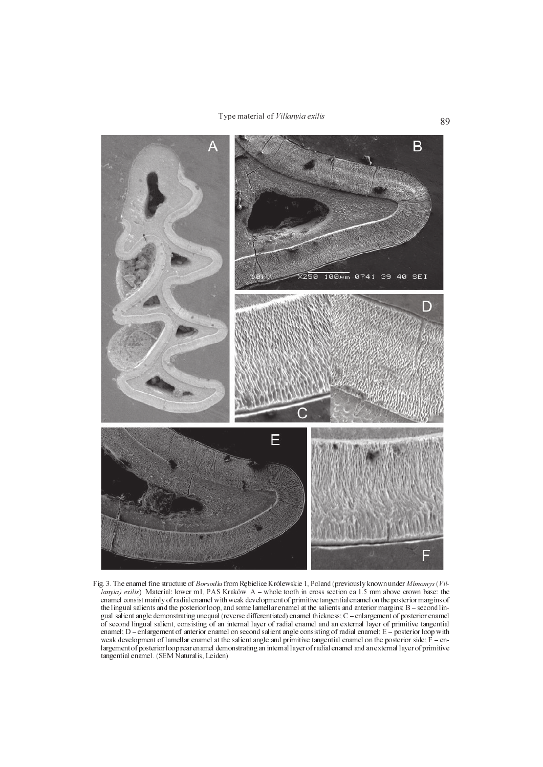Fig. 3. The enamel fine structure of *Borsodia* from Rębielice Królewskie 1, Poland (previously known under *Mimomys* (*Villanyia*) *exilis*). Material: lower m1, PAS Kraków. A – whole tooth in cross section ca 1.5 mm above crown base: the enamel consist mainly of radial enamel with weak development of primitive tangential enamel on the posterior margins of the lingual salients and the posterior loop, and some lamellar enamel at the salients and anterior margins; B – second lingual salient angle demonstrating unequal (reverse differentiated) enamel thickness; C – enlargement of posterior enamel of second lingual salient, consisting of an internal layer of radial enamel and an external layer of primitive tangential enamel; D – enlargement of anterior enamel on second salient angle consisting of radial enamel; E – posterior loop with weak development of lamellar enamel at the salient angle and primitive tangential enamel on the posterior side; F – enlargement of posterior loop rear enamel demonstrating an internal layer of radial enamel and an external layer of primitive tangential enamel. (SEM Naturalis, Leiden).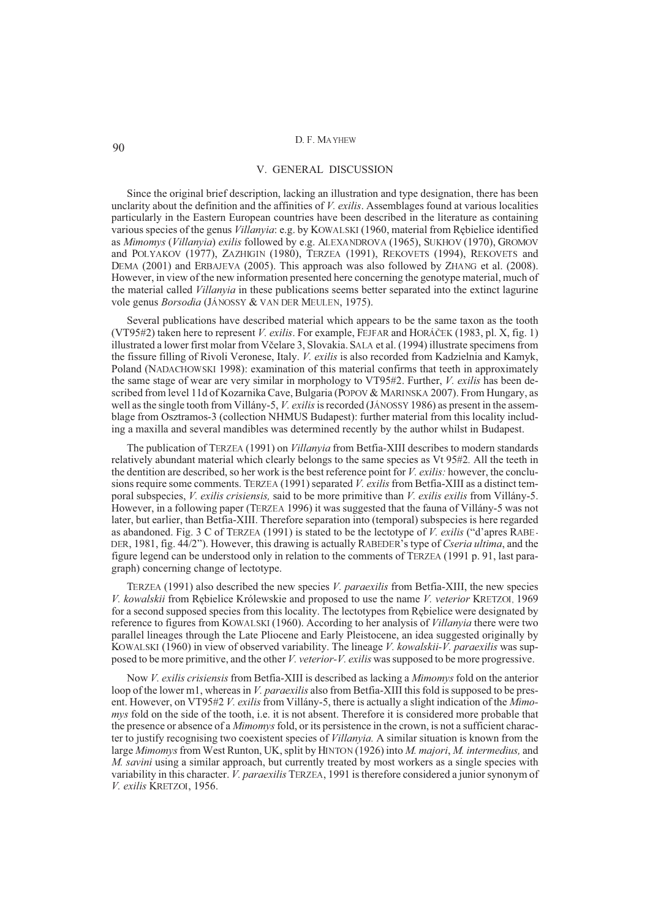## V. GENERAL DISCUSSION

Since the original brief description, lacking an illustration and type designation, there has been unclarity about the definition and the affinities of *V. exilis*. Assemblages found at various localities particularly in the Eastern European countries have been described in the literature as containing various species of the genus *Villanyia*: e.g. by KOWALSKI (1960, material from Rębielice identified as *Mimomys* (*Villanyia*) *exilis* followed by e.g. ALEXANDROVA (1965), SUKHOV (1970), GROMOV and POLYAKOV (1977), ZAZHIGIN (1980), TERZEA (1991), REKOVETS (1994), REKOVETS and DEMA (2001) and ERBAJEVA (2005). This approach was also followed by ZHANG et al. (2008). However, in view of the new information presented here concerning the genotype material, much of the material called *Villanyia* in these publications seems better separated into the extinct lagurine vole genus *Borsodia* (JÁNOSSY & VAN DER MEULEN, 1975).

Several publications have described material which appears to be the same taxon as the tooth (VT95#2) taken here to represent *V. exilis*. For example, FEJFAR and HORÁČEK (1983, pl. X, fig. 1) illustrated a lower first molar from Včelare 3, Slovakia. SALA et al. (1994) illustrate specimens from the fissure filling of Rivoli Veronese, Italy. *V. exilis* is also recorded from Kadzielnia and Kamyk, Poland (NADACHOWSKI 1998): examination of this material confirms that teeth in approximately the same stage of wear are very similar in morphology to VT95#2. Further, *V. exilis* has been described from level 11d of Kozarnika Cave, Bulgaria (POPOV & MARINSKA 2007). From Hungary, as well as the single tooth from Villány-5, *V. exilis* is recorded (JÁNOSSY 1986) as present in the assemblage from Osztramos-3 (collection NHMUS Budapest): further material from this locality including a maxilla and several mandibles was determined recently by the author whilst in Budapest.

The publication of TERZEA (1991) on *Villanyia* from Betfia-XIII describes to modern standards relatively abundant material which clearly belongs to the same species as Vt 95#2. All the teeth in the dentition are described, so her work is the best reference point for *V. exilis:* however, the conclusions require some comments. TERZEA (1991) separated *V. exilis* from Betfia-XIII as a distinct temporal subspecies, *V. exilis crisiensis,* said to be more primitive than *V. exilis exilis* from Villány-5. However, in a following paper (TERZEA 1996) it was suggested that the fauna of Villány-5 was not later, but earlier, than Betfia-XIII. Therefore separation into (temporal) subspecies is here regarded as abandoned. Fig. 3 C of TERZEA (1991) is stated to be the lectotype of *V. exilis* ("d'apres RABEDER, 1981, fig. 44/2"). However, this drawing is actually RABEDER's type of *Cseria ultima*, and the figure legend can be understood only in relation to the comments of TERZEA (1991 p. 91, last paragraph) concerning change of lectotype.

TERZEA (1991) also described the new species *V. paraexilis* from Betfia-XIII, the new species *V. kowalskii* from Rębielice Królewskie and proposed to use the name *V. veterior* KRETZOI, 1969 for a second supposed species from this locality. The lectotypes from Rębielice were designated by reference to figures from KOWALSKI (1960). According to her analysis of *Villanyia* there were two parallel lineages through the Late Pliocene and Early Pleistocene, an idea suggested originally by KOWALSKI (1960) in view of observed variability. The lineage *V. kowalskii-V. paraexilis* was supposed to be more primitive, and the other *V. veterior-V. exilis* was supposed to be more progressive.

Now *V. exilis crisiensis* from Betfia-XIII is described as lacking a *Mimomys* fold on the anterior loop of the lower m1, whereas in *V. paraexilis* also from Betfia-XIII this fold is supposed to be present. However, on VT95#2 *V. exilis* from Villány-5, there is actually a slight indication of the *Mimomys* fold on the side of the tooth, i.e. it is not absent. Therefore it is considered more probable that the presence or absence of a *Mimomys* fold, or its persistence in the crown, is not a sufficient character to justify recognising two coexistent species of *Villanyia.* A similar situation is known from the large *Mimomys* from West Runton, UK, split by HINTON (1926) into *M. majori*, *M. intermedius,* and *M. savini* using a similar approach, but currently treated by most workers as a single species with variability in this character. *V. paraexilis* TERZEA, 1991 is therefore considered a junior synonym of *V. exilis* KRETZOI, 1956.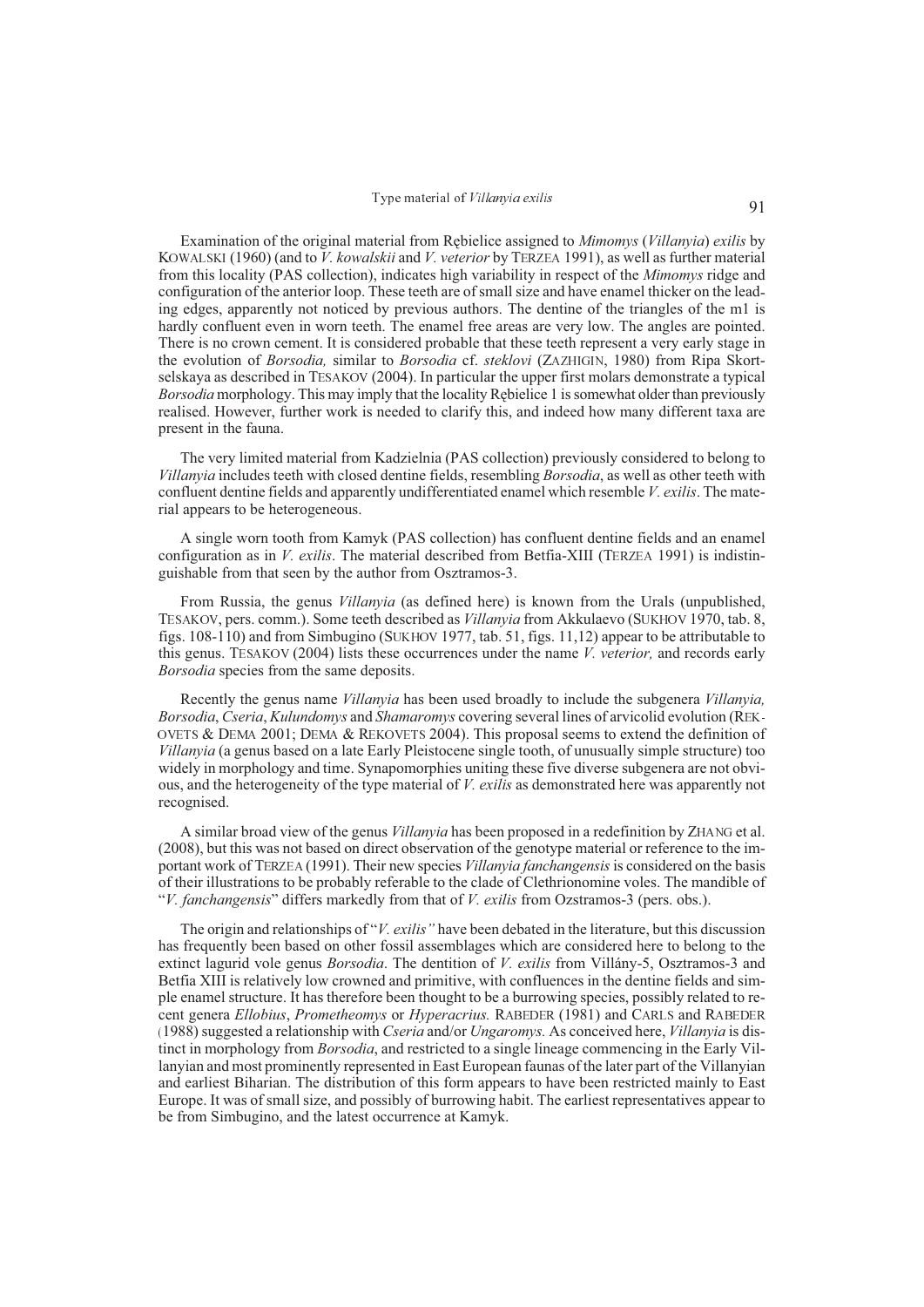Examination of the original material from Rębielice assigned to *Mimomys* (*Villanyia*) *exilis* by KOWALSKI (1960) (and to *V. kowalskii* and *V. veterior* by TERZEA 1991), as well as further material from this locality (PAS collection), indicates high variability in respect of the *Mimomys* ridge and configuration of the anterior loop. These teeth are of small size and have enamel thicker on the leading edges, apparently not noticed by previous authors. The dentine of the triangles of the m1 is hardly confluent even in worn teeth. The enamel free areas are very low. The angles are pointed. There is no crown cement. It is considered probable that these teeth represent a very early stage in the evolution of *Borsodia,* similar to *Borsodia* cf. *steklovi* (ZAZHIGIN, 1980) from Ripa Skortselskaya as described in TESAKOV (2004). In particular the upper first molars demonstrate a typical *Borsodia* morphology. This may imply that the locality Rębielice 1 is somewhat older than previously realised. However, further work is needed to clarify this, and indeed how many different taxa are present in the fauna.

The very limited material from Kadzielnia (PAS collection) previously considered to belong to *Villanyia* includes teeth with closed dentine fields, resembling *Borsodia*, as well as other teeth with confluent dentine fields and apparently undifferentiated enamel which resemble *V. exilis*. The material appears to be heterogeneous.

A single worn tooth from Kamyk (PAS collection) has confluent dentine fields and an enamel configuration as in *V. exilis*. The material described from Betfia-XIII (TERZEA 1991) is indistinguishable from that seen by the author from Osztramos-3.

From Russia, the genus *Villanyia* (as defined here) is known from the Urals (unpublished, TESAKOV, pers. comm.). Some teeth described as *Villanyia* from Akkulaevo (SUKHOV 1970, tab. 8, figs. 108-110) and from Simbugino (SUKHOV 1977, tab. 51, figs. 11,12) appear to be attributable to this genus. TESAKOV (2004) lists these occurrences under the name *V. veterior,* and records early *Borsodia* species from the same deposits.

Recently the genus name *Villanyia* has been used broadly to include the subgenera *Villanyia, Borsodia*, *Cseria*, *Kulundomys* and *Shamaromys* covering several lines of arvicolid evolution (REKOVETS & DEMA 2001; DEMA & REKOVETS 2004). This proposal seems to extend the definition of *Villanyia* (a genus based on a late Early Pleistocene single tooth, of unusually simple structure) too widely in morphology and time. Synapomorphies uniting these five diverse subgenera are not obvious, and the heterogeneity of the type material of *V. exilis* as demonstrated here was apparently not recognised.

A similar broad view of the genus *Villanyia* has been proposed in a redefinition by ZHANG et al. (2008), but this was not based on direct observation of the genotype material or reference to the important work of TERZEA (1991). Their new species *Villanyia fanchangensis* is considered on the basis of their illustrations to be probably referable to the clade of Clethrionomine voles. The mandible of "*V. fanchangensis*" differs markedly from that of *V. exilis* from Ozstramos-3 (pers. obs.).

The origin and relationships of "*V. exilis"* have been debated in the literature, but this discussion has frequently been based on other fossil assemblages which are considered here to belong to the extinct lagurid vole genus *Borsodia*. The dentition of *V. exilis* from Villány-5, Osztramos-3 and Betfia XIII is relatively low crowned and primitive, with confluences in the dentine fields and simple enamel structure. It has therefore been thought to be a burrowing species, possibly related to recent genera *Ellobius*, *Prometheomys* or *Hyperacrius.* RABEDER (1981) and CARLS and RABEDER (1988) suggested a relationship with *Cseria* and/or *Ungaromys.* As conceived here, *Villanyia* is distinct in morphology from *Borsodia*, and restricted to a single lineage commencing in the Early Villanyian and most prominently represented in East European faunas of the later part of the Villanyian and earliest Biharian. The distribution of this form appears to have been restricted mainly to East Europe. It was of small size, and possibly of burrowing habit. The earliest representatives appear to be from Simbugino, and the latest occurrence at Kamyk.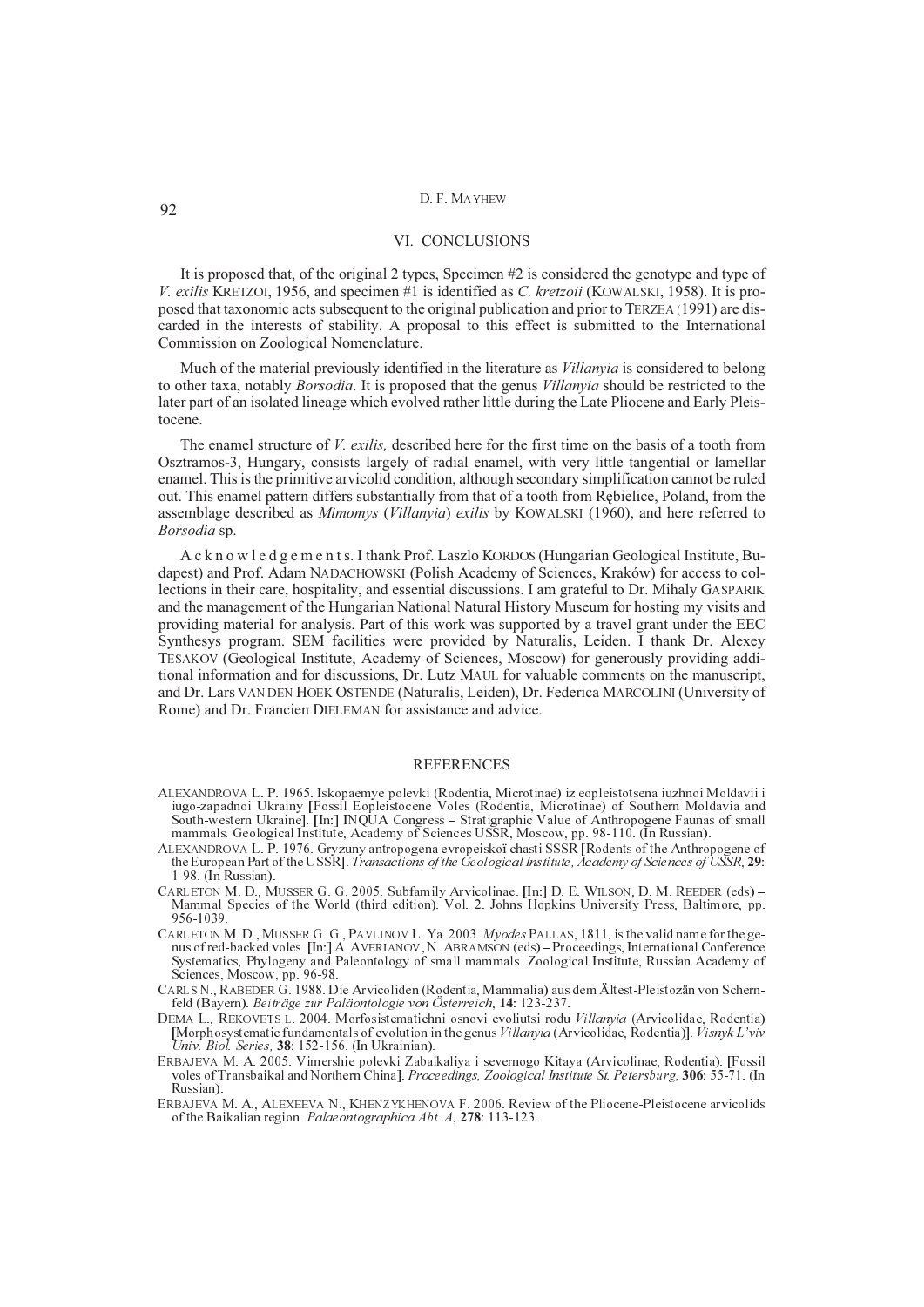## VI. CONCLUSIONS

It is proposed that, of the original 2 types, Specimen #2 is considered the genotype and type of *V. exilis* KRETZOI, 1956, and specimen #1 is identified as *C. kretzoii* (KOWALSKI, 1958). It is proposed that taxonomic acts subsequent to the original publication and prior to TERZEA (1991) are discarded in the interests of stability. A proposal to this effect is submitted to the International Commission on Zoological Nomenclature.

Much of the material previously identified in the literature as *Villanyia* is considered to belong to other taxa, notably *Borsodia*. It is proposed that the genus *Villanyia* should be restricted to the later part of an isolated lineage which evolved rather little during the Late Pliocene and Early Pleistocene.

The enamel structure of *V. exilis,* described here for the first time on the basis of a tooth from Osztramos-3, Hungary, consists largely of radial enamel, with very little tangential or lamellar enamel. This is the primitive arvicolid condition, although secondary simplification cannot be ruled out. This enamel pattern differs substantially from that of a tooth from Rębielice, Poland, from the assemblage described as *Mimomys* (*Villanyia*) *exilis* by KOWALSKI (1960), and here referred to *Borsodia* sp.

A c k n o w l e d g e m e n t s. I thank Prof. Laszlo KORDOS (Hungarian Geological Institute, Budapest) and Prof. Adam NADACHOWSKI (Polish Academy of Sciences, Kraków) for access to collections in their care, hospitality, and essential discussions. I am grateful to Dr. Mihaly GASPARIK and the management of the Hungarian National Natural History Museum for hosting my visits and providing material for analysis. Part of this work was supported by a travel grant under the EEC Synthesys program. SEM facilities were provided by Naturalis, Leiden. I thank Dr. Alexey TESAKOV (Geological Institute, Academy of Sciences, Moscow) for generously providing additional information and for discussions, Dr. Lutz MAUL for valuable comments on the manuscript, and Dr. Lars VAN DEN HOEK OSTENDE (Naturalis, Leiden), Dr. Federica MARCOLINI (University of Rome) and Dr. Francien DIELEMAN for assistance and advice.

## REFERENCES

ALEXANDROVA L. P. 1965. Iskopaemye polevki (Rodentia, Microtinae) iz eopleistotsena iuzhnoi Moldavii i iugo-zapadnoi Ukrainy [Fossil Eopleistocene Voles (Rodentia, Microtinae) of Southern Moldavia and South-western Ukraine]. [In:] INQUA Congress – Stratigraphic Value of Anthropogene Faunas of small mammals. Geological Institute, Academy of Sciences USSR, Moscow, pp. 98-110. (In Russian).

ALEXANDROVA L. P. 1976. Gryzuny antropogena evropeiskoï chasti SSSR [Rodents of the Anthropogene of the European Part of the USSR]. *Transactions of the Geological Institute, Academy of Sciences of USSR*, **29**: 1-98. (In Russian).

CARLETON M. D., MUSSER G. G. 2005. Subfamily Arvicolinae. [In:] D. E. WILSON, D. M. REEDER (eds) – Mammal Species of the World (third edition). Vol. 2. Johns Hopkins University Press, Baltimore, pp. 956-1039.

CARLETON M. D., MUSSER G. G., PAVLINOV L. Ya. 2003. *Myodes* PALLAS, 1811, is the valid name for the genus of red-backed voles. [In:] A. AVERIANOV, N. ABRAMSON (eds) – Proceedings, International Conference Systematics, Phylogeny and Paleontology of small mammals. Zoological Institute, Russian Academy of Sciences, Moscow, pp. 96-98.

CARLS N., RABEDER G. 1988. Die Arvicoliden (Rodentia, Mammalia) aus dem Ältest-Pleistozän von Schernfeld (Bayern). *Beiträge zur Paläontologie von Österreich*, **14**: 123-237.

DEMA L., REKOVETS L. 2004. Morfosistematichni osnovi evoliutsi rodu *Villanyia* (Arvicolidae, Rodentia) [Morphosystematic fundamentals of evolution in the genus *Villanyia* (Arvicolidae, Rodentia)]. *Visnyk L'viv Univ. Biol. Series*, **38**: 152-156. (In Ukrainian).

ERBAJEVA M. A. 2005. Vimershie polevki Zabaikaliya i severnogo Kitaya (Arvicolinae, Rodentia). [Fossil voles of Transbaikal and Northern China]. *Proceedings, Zoological Institute St. Petersburg,* **306**: 55-71. (In Russian).

ERBAJEVA M. A., ALEXEEVA N., KHENZYKHENOVA F. 2006. Review of the Pliocene-Pleistocene arvicolids of the Baikalian region. *Palaeontographica Abt. A*, **278**: 113-123.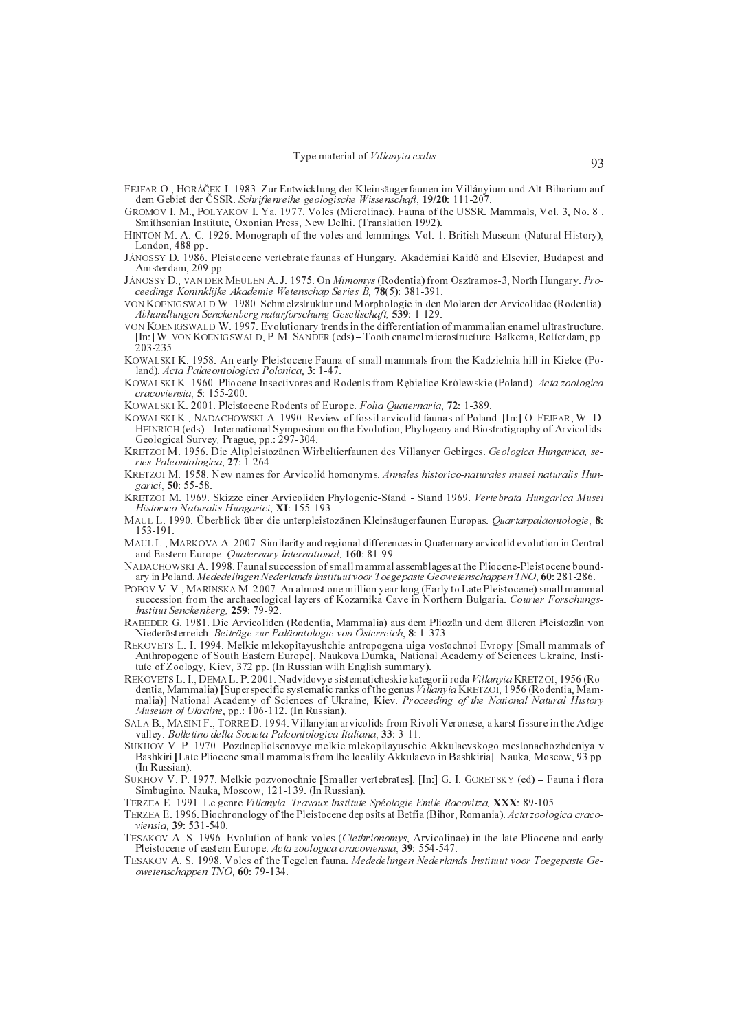FEJFAR O., HORÁČEK I. 1983. Zur Entwicklung der Kleinsäugerfaunen im Villányium und Alt-Biharium auf dem Gebiet der ČSSR. *Schriftenreihe geologische Wissenschaft*, **19/20**: 111-207.

GROMOV I. M., POLYAKOV I. Ya. 1977. Voles (Microtinae). Fauna of the USSR. Mammals, Vol. 3, No. 8 . Smithsonian Institute, Oxonian Press, New Delhi. (Translation 1992).

HINTON M. A. C. 1926. Monograph of the voles and lemmings. Vol. 1. British Museum (Natural History), London, 488 pp.

JÁNOSSY D. 1986. Pleistocene vertebrate faunas of Hungary. Akadémiai Kaidó and Elsevier, Budapest and Amsterdam, 209 pp.

JÁNOSSY D., VAN DER MEULEN A. J. 1975. On *Mimomys* (Rodentia) from Osztramos-3, North Hungary. *Proceedings Koninklijke Akademie Wetenschap Series B*, **78**(5): 381-391.

VON KOENIGSWALD W. 1980. Schmelzstruktur und Morphologie in den Molaren der Arvicolidae (Rodentia). *Abhandlungen Senckenberg naturforschung Gesellschaft,* **539**: 1-129.

VON KOENIGSWALD W. 1997. Evolutionary trends in the differentiation of mammalian enamel ultrastructure. [In:] W. VON KOENIGSWALD, P. M. SANDER (eds) – Tooth enamel microstructure. Balkema, Rotterdam, pp. 203-235.

KOWALSKI K. 1958. An early Pleistocene Fauna of small mammals from the Kadzielnia hill in Kielce (Poland). *Acta Palaeontologica Polonica*, **3**: 1-47.

KOWALSKI K. 1960. Pliocene Insectivores and Rodents from Rębielice Królewskie (Poland). *Acta zoologica cracoviensia*, **5**: 155-200.

KOWALSKI K. 2001. Pleistocene Rodents of Europe. *Folia Quaternaria*, **72**: 1-389.

KOWALSKI K., NADACHOWSKI A. 1990. Review of fossil arvicolid faunas of Poland. [In:] O. FEJFAR, W.-D. HEINRICH (eds) – International Symposium on the Evolution, Phylogeny and Biostratigraphy of Arvicolids. Geological Survey, Prague, pp.: 297-304.

KRETZOI M. 1956. Die Altpleistozänen Wirbeltierfaunen des Villanyer Gebirges. *Geologica Hungarica, series Paleontologica*, **27**: 1-264.

KRETZOI M. 1958. New names for Arvicolid homonyms. *Annales historico-naturales musei naturalis Hungarici*, **50**: 55-58.

KRETZOI M. 1969. Skizze einer Arvicoliden Phylogenie-Stand - Stand 1969. *Vertebrata Hungarica Musei Historico-Naturalis Hungarici*, **XI**: 155-193.

MAUL L. 1990. Überblick über die unterpleistozänen Kleinsäugerfaunen Europas. *Quartärpaläontologie*, **8**: 153-191.

MAUL L., MARKOVA A. 2007. Similarity and regional differences in Quaternary arvicolid evolution in Central and Eastern Europe. *Quaternary International*, **160**: 81-99.

NADACHOWSKI A. 1998. Faunal succession of small mammal assemblages at the Pliocene-Pleistocene boundary in Poland. *Mededelingen Nederlands Instituut voor Toegepaste Geowetenschappen TNO*, **60**: 281-286.

POPOV V. V., MARINSKA M. 2007. An almost one million year long (Early to Late Pleistocene) small mammal succession from the archaeological layers of Kozarnika Cave in Northern Bulgaria. *Courier Forschungs-Institut Senckenberg,* **259**: 79-92.

RABEDER G. 1981. Die Arvicoliden (Rodentia, Mammalia) aus dem Pliozän und dem älteren Pleistozän von Niederösterreich. *Beiträge zur Paläontologie von Österreich*, **8**: 1-373.

REKOVETS L. I. 1994. Melkie mlekopitayushchie antropogena uiga vostochnoi Evropy [Small mammals of Anthropogene of South Eastern Europe]. Naukova Dumka, National Academy of Sciences Ukraine, Institute of Zoology, Kiev, 372 pp. (In Russian with English summary).

REKOVETS L. I., DEMA L. P. 2001. Nadvidovye sistematicheskie kategorii roda *Villanyia* KRETZOI, 1956 (Rodentia, Mammalia) [Superspecific systematic ranks of the genus *Villanyia* KRETZOI, 1956 (Rodentia, Mammalia)] National Academy of Sciences of Ukraine, Kiev. *Proceeding of the National Natural History Museum of Ukraine*, pp.: 106-112. (In Russian).

SALA B., MASINI F., TORRE D. 1994. Villanyian arvicolids from Rivoli Veronese, a karst fissure in the Adige valley. *Bolletino della Societa Paleontologica Italiana*, **33**: 3-11.

SUKHOV V. P. 1970. Pozdnepliotsenovye melkie mlekopitayuschie Akkulaevskogo mestonachozhdeniya v Bashkiri [Late Pliocene small mammals from the locality Akkulaevo in Bashkiria]. Nauka, Moscow, 93 pp. (In Russian).

SUKHOV V. P. 1977. Melkie pozvonochnie [Smaller vertebrates]. [In:] G. I. GORETSKY (ed) – Fauna i flora Simbugino. Nauka, Moscow, 121-139. (In Russian).

TERZEA E. 1991. Le genre *Villanyia*. *Travaux Institute Spéologie Emile Racovitza*, **XXX**: 89-105.

TERZEA E. 1996. Biochronology of the Pleistocene deposits at Betfia (Bihor, Romania). *Acta zoologica cracoviensia*, **39**: 531-540.

TESAKOV A. S. 1996. Evolution of bank voles (*Clethrionomys*, Arvicolinae) in the late Pliocene and early Pleistocene of eastern Europe. *Acta zoologica cracoviensia*, **39**: 554-547.

TESAKOV A. S. 1998. Voles of the Tegelen fauna. *Mededelingen Nederlands Instituut voor Toegepaste Geowetenschappen TNO*, **60**: 79-134.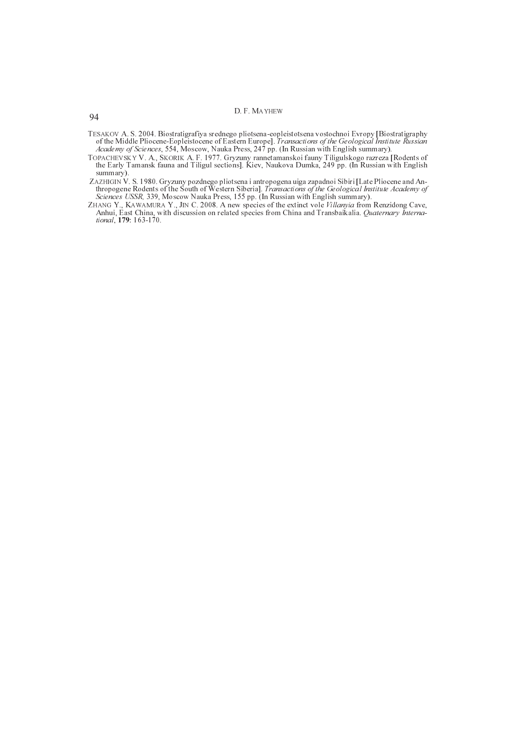TESAKOV A. S. 2004. Biostratigrafiya srednego pliotsena-eopleistotsena vostochnoi Evropy [Biostratigraphy of the Middle Pliocene-Eopleistocene of Eastern Europe]. *Transactions of the Geological Institute Russian Academy of Sciences*, 554, Moscow, Nauka Press, 247 pp. (In Russian with English summary).

TOPACHEVSKY V. A., SKORIK A. F. 1977. Gryzuny rannetamanskoi fauny Tiligulskogo razreza [Rodents of the Early Tamansk fauna and Tiligul sections]. Kiev, Naukova Dumka, 249 pp. (In Russian with English summary).

ZAZHIGIN V. S. 1980. Gryzuny pozdnego pliotsena i antropogena uiga zapadnoi Sibiri [Late Pliocene and Anthropogene Rodents of the South of Western Siberia]. *Transactions of the Geological Institute Academy of Sciences USSR,* 339, Moscow Nauka Press, 155 pp. (In Russian with English summary).

ZHANG Y., KAWAMURA Y., JIN C. 2008. A new species of the extinct vole *Villanyia* from Renzidong Cave, Anhui, East China, with discussion on related species from China and Transbaikalia. *Quaternary International*, **179**: 163-170.